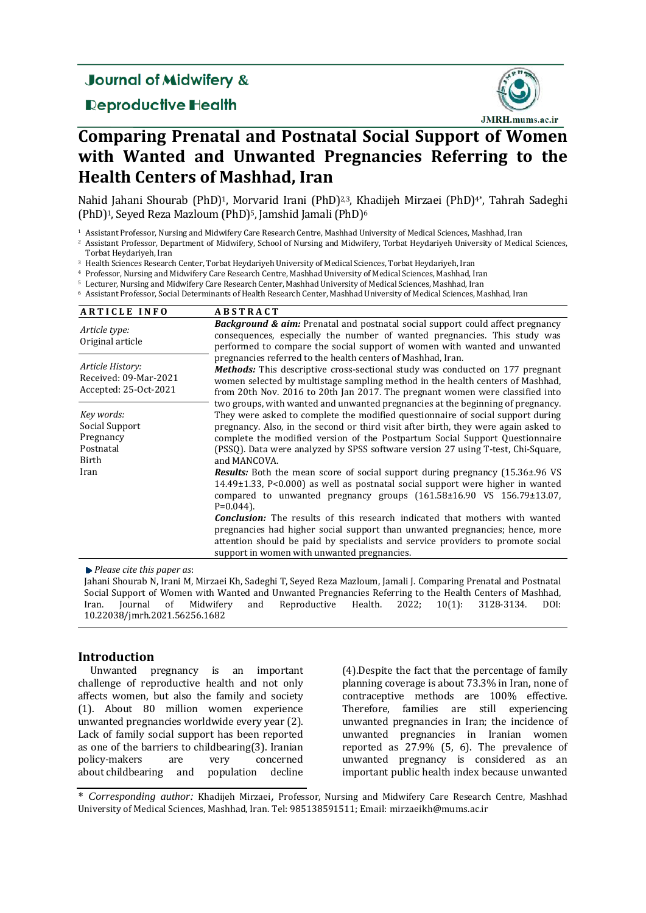# Journal of Midwifery & Reproductive Health

JMRH.mums.ac.ir

# Comparing Prenatal and Postnatal Social Support of Women with Wanted and Unwanted Pregnancies Referring to the Health Centers of Mashhad, Iran

Nahid Jahani Shourab (PhD)[1], Morvarid Irani (PhD)[2,3], Khadijeh Mirzaei (PhD)[4*], Tahrah Sadeghi (PhD)[1], Seyed Reza Mazloum (PhD)[5], Jamshid Jamali (PhD)[6]

[1] Assistant Professor, Nursing and Midwifery Care Research Centre, Mashhad University of Medical Sciences, Mashhad, Iran
[2] Assistant Professor, Department of Midwifery, School of Nursing and Midwifery, Torbat Heydariyeh University of Medical Sciences, Torbat Heydariyeh, Iran
[3] Health Sciences Research Center, Torbat Heydariyeh University of Medical Sciences, Torbat Heydariyeh, Iran
[4] Professor, Nursing and Midwifery Care Research Centre, Mashhad University of Medical Sciences, Mashhad, Iran
[5] Lecturer, Nursing and Midwifery Care Research Center, Mashhad University of Medical Sciences, Mashhad, Iran
[6] Assistant Professor, Social Determinants of Health Research Center, Mashhad University of Medical Sciences, Mashhad, Iran

## ARTICLE INFO

*Article type:*
Original article

*Article History:*
Received: 09-Mar-2021
Accepted: 25-Oct-2021

*Key words:*
Social Support
Pregnancy
Postnatal
Birth
Iran

## ABSTRACT

***Background & aim:*** Prenatal and postnatal social support could affect pregnancy consequences, especially the number of wanted pregnancies. This study was performed to compare the social support of women with wanted and unwanted pregnancies referred to the health centers of Mashhad, Iran.

***Methods:*** This descriptive cross-sectional study was conducted on 177 pregnant women selected by multistage sampling method in the health centers of Mashhad, from 20th Nov. 2016 to 20th Jan 2017. The pregnant women were classified into two groups, with wanted and unwanted pregnancies at the beginning of pregnancy. They were asked to complete the modified questionnaire of social support during pregnancy. Also, in the second or third visit after birth, they were again asked to complete the modified version of the Postpartum Social Support Questionnaire (PSSQ). Data were analyzed by SPSS software version 27 using T-test, Chi-Square, and MANCOVA.

***Results:*** Both the mean score of social support during pregnancy (15.36±.96 VS 14.49±1.33, P<0.000) as well as postnatal social support were higher in wanted compared to unwanted pregnancy groups (161.58±16.90 VS 156.79±13.07, P=0.044).

***Conclusion:*** The results of this research indicated that mothers with wanted pregnancies had higher social support than unwanted pregnancies; hence, more attention should be paid by specialists and service providers to promote social support in women with unwanted pregnancies.

*Please cite this paper as*:
Jahani Shourab N, Irani M, Mirzaei Kh, Sadeghi T, Seyed Reza Mazloum, Jamali J. Comparing Prenatal and Postnatal Social Support of Women with Wanted and Unwanted Pregnancies Referring to the Health Centers of Mashhad, Iran. Journal of Midwifery and Reproductive Health. 2022; 10(1): 3128-3134. DOI: 10.22038/jmrh.2021.56256.1682

## Introduction

Unwanted pregnancy is an important challenge of reproductive health and not only affects women, but also the family and society (1). About 80 million women experience unwanted pregnancies worldwide every year (2). Lack of family social support has been reported as one of the barriers to childbearing(3). Iranian policy-makers are very concerned about childbearing and population decline (4).Despite the fact that the percentage of family planning coverage is about 73.3% in Iran, none of contraceptive methods are 100% effective. Therefore, families are still experiencing unwanted pregnancies in Iran; the incidence of unwanted pregnancies in Iranian women reported as 27.9% (5, 6). The prevalence of unwanted pregnancy is considered as an important public health index because unwanted

\* *Corresponding author:* Khadijeh Mirzaei, Professor, Nursing and Midwifery Care Research Centre, Mashhad University of Medical Sciences, Mashhad, Iran. Tel: 985138591511; Email: mirzaeikh@mums.ac.ir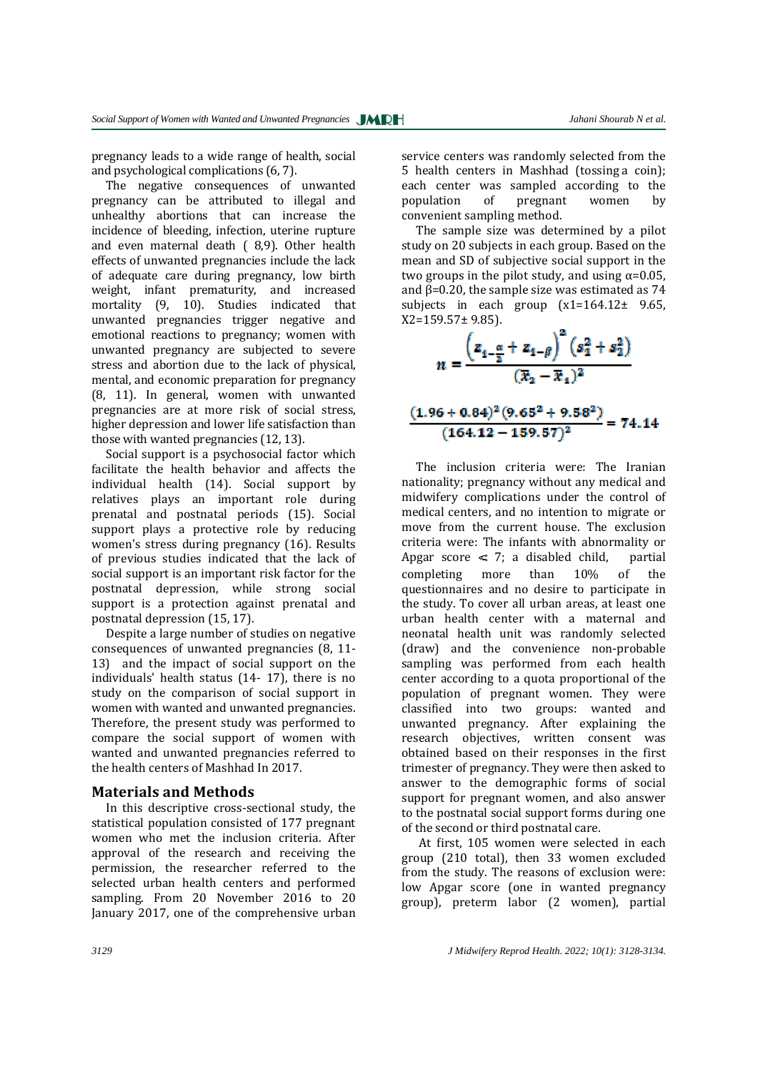pregnancy leads to a wide range of health, social and psychological complications (6, 7).

The negative consequences of unwanted pregnancy can be attributed to illegal and unhealthy abortions that can increase the incidence of bleeding, infection, uterine rupture and even maternal death ( 8,9). Other health effects of unwanted pregnancies include the lack of adequate care during pregnancy, low birth weight, infant prematurity, and increased mortality (9, 10). Studies indicated that unwanted pregnancies trigger negative and emotional reactions to pregnancy; women with unwanted pregnancy are subjected to severe stress and abortion due to the lack of physical, mental, and economic preparation for pregnancy (8, 11). In general, women with unwanted pregnancies are at more risk of social stress, higher depression and lower life satisfaction than those with wanted pregnancies (12, 13).

Social support is a psychosocial factor which facilitate the health behavior and affects the individual health (14). Social support by relatives plays an important role during prenatal and postnatal periods (15). Social support plays a protective role by reducing women's stress during pregnancy (16). Results of previous studies indicated that the lack of social support is an important risk factor for the postnatal depression, while strong social support is a protection against prenatal and postnatal depression (15, 17).

Despite a large number of studies on negative consequences of unwanted pregnancies (8, 11-13) and the impact of social support on the individuals' health status (14- 17), there is no study on the comparison of social support in women with wanted and unwanted pregnancies. Therefore, the present study was performed to compare the social support of women with wanted and unwanted pregnancies referred to the health centers of Mashhad In 2017.

## Materials and Methods

In this descriptive cross-sectional study, the statistical population consisted of 177 pregnant women who met the inclusion criteria. After approval of the research and receiving the permission, the researcher referred to the selected urban health centers and performed sampling. From 20 November 2016 to 20 January 2017, one of the comprehensive urban service centers was randomly selected from the 5 health centers in Mashhad (tossing a coin); each center was sampled according to the population of pregnant women by convenient sampling method.

The sample size was determined by a pilot study on 20 subjects in each group. Based on the mean and SD of subjective social support in the two groups in the pilot study, and using $\alpha$=0.05, and $\beta$=0.20, the sample size was estimated as 74 subjects in each group (x1=164.12± 9.65, X2=159.57± 9.85).

$$n = \frac{\left(z_{1-\frac{\alpha}{2}} + z_{1-\beta}\right)^2 \left(s_1^2 + s_2^2\right)}{(\bar{x}_2 - \bar{x}_1)^2}$$

$$\frac{(1.96 + 0.84)^2 (9.65^2 + 9.58^2)}{(164.12 - 159.57)^2} = 74.14$$

The inclusion criteria were: The Iranian nationality; pregnancy without any medical and midwifery complications under the control of medical centers, and no intention to migrate or move from the current house. The exclusion criteria were: The infants with abnormality or Apgar score < 7; a disabled child, partial completing more than 10% of the questionnaires and no desire to participate in the study. To cover all urban areas, at least one urban health center with a maternal and neonatal health unit was randomly selected (draw) and the convenience non-probable sampling was performed from each health center according to a quota proportional of the population of pregnant women. They were classified into two groups: wanted and unwanted pregnancy. After explaining the research objectives, written consent was obtained based on their responses in the first trimester of pregnancy. They were then asked to answer to the demographic forms of social support for pregnant women, and also answer to the postnatal social support forms during one of the second or third postnatal care.

At first, 105 women were selected in each group (210 total), then 33 women excluded from the study. The reasons of exclusion were: low Apgar score (one in wanted pregnancy group), preterm labor (2 women), partial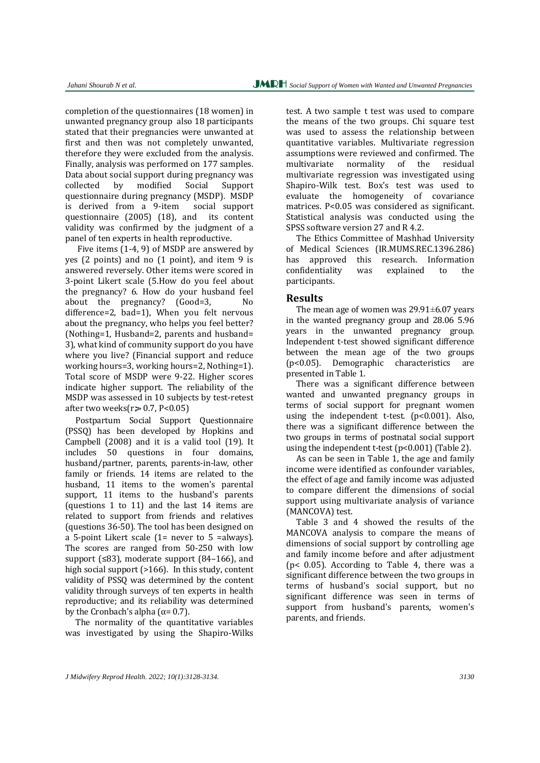completion of the questionnaires (18 women) in unwanted pregnancy group also 18 participants stated that their pregnancies were unwanted at first and then was not completely unwanted, therefore they were excluded from the analysis. Finally, analysis was performed on 177 samples. Data about social support during pregnancy was collected by modified Social Support questionnaire during pregnancy (MSDP). MSDP is derived from a 9-item social support questionnaire (2005) (18), and its content validity was confirmed by the judgment of a panel of ten experts in health reproductive.

Five items (1-4, 9) of MSDP are answered by yes (2 points) and no (1 point), and item 9 is answered reversely. Other items were scored in 3-point Likert scale (5.How do you feel about the pregnancy? 6. How do your husband feel about the pregnancy? (Good=3, No difference=2, bad=1), When you felt nervous about the pregnancy, who helps you feel better? (Nothing=1, Husband=2, parents and husband= 3), what kind of community support do you have where you live? (Financial support and reduce working hours=3, working hours=2, Nothing=1). Total score of MSDP were 9-22. Higher scores indicate higher support. The reliability of the MSDP was assessed in 10 subjects by test-retest after two weeks($r \geq 0.7$, $P<0.05$)

Postpartum Social Support Questionnaire (PSSQ) has been developed by Hopkins and Campbell (2008) and it is a valid tool (19). It includes 50 questions in four domains, husband/partner, parents, parents-in-law, other family or friends. 14 items are related to the husband, 11 items to the women's parental support, 11 items to the husband's parents (questions 1 to 11) and the last 14 items are related to support from friends and relatives (questions 36-50). The tool has been designed on a 5-point Likert scale (1= never to 5 =always). The scores are ranged from 50-250 with low support (≤83), moderate support (84–166), and high social support (>166). In this study, content validity of PSSQ was determined by the content validity through surveys of ten experts in health reproductive; and its reliability was determined by the Cronbach's alpha ($\alpha$= 0.7).

The normality of the quantitative variables was investigated by using the Shapiro-Wilks test. A two sample t test was used to compare the means of the two groups. Chi square test was used to assess the relationship between quantitative variables. Multivariate regression assumptions were reviewed and confirmed. The multivariate normality of the residual multivariate regression was investigated using Shapiro-Wilk test. Box's test was used to evaluate the homogeneity of covariance matrices. $P<0.05$ was considered as significant. Statistical analysis was conducted using the SPSS software version 27 and R 4.2.

The Ethics Committee of Mashhad University of Medical Sciences (IR.MUMS.REC.1396.286) has approved this research. Information confidentiality was explained to the participants.

## Results

The mean age of women was 29.91±6.07 years in the wanted pregnancy group and 28.06 5.96 years in the unwanted pregnancy group. Independent t-test showed significant difference between the mean age of the two groups ($p<0.05$). Demographic characteristics are presented in Table 1.

There was a significant difference between wanted and unwanted pregnancy groups in terms of social support for pregnant women using the independent t-test. ($p<0.001$). Also, there was a significant difference between the two groups in terms of postnatal social support using the independent t-test ($p<0.001$) (Table 2).

As can be seen in Table 1, the age and family income were identified as confounder variables, the effect of age and family income was adjusted to compare different the dimensions of social support using multivariate analysis of variance (MANCOVA) test.

Table 3 and 4 showed the results of the MANCOVA analysis to compare the means of dimensions of social support by controlling age and family income before and after adjustment ($p< 0.05$). According to Table 4, there was a significant difference between the two groups in terms of husband's social support, but no significant difference was seen in terms of support from husband's parents, women's parents, and friends.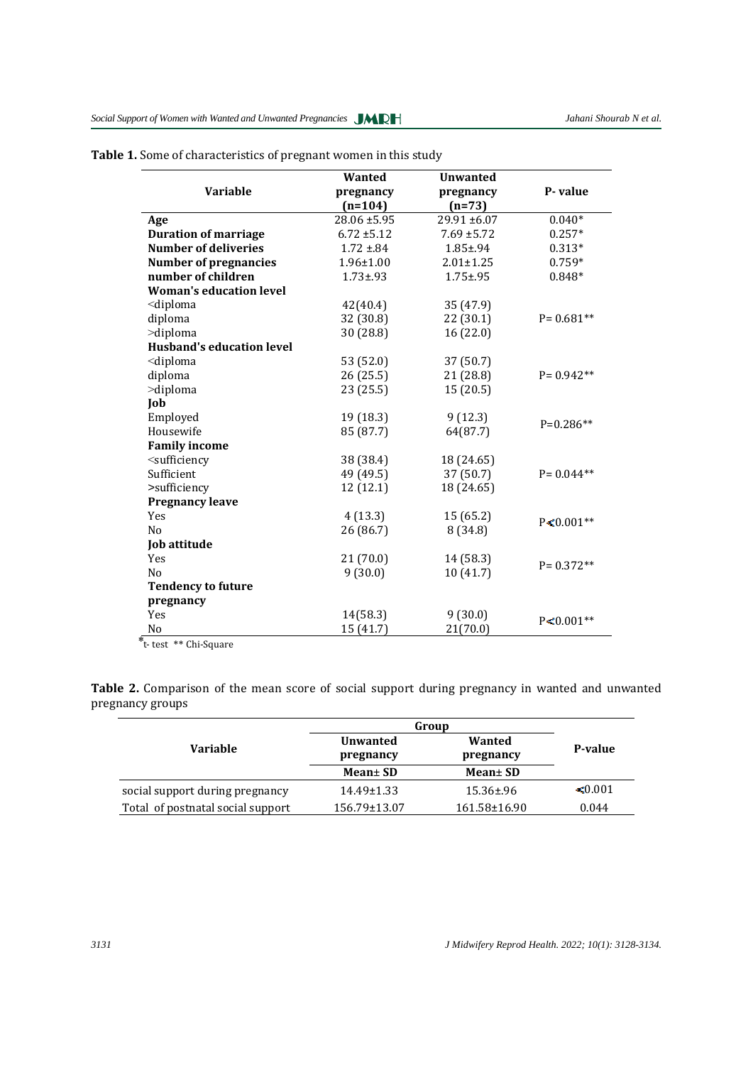**Table 1.** Some of characteristics of pregnant women in this study

| Variable | Wanted pregnancy (n=104) | Unwanted pregnancy (n=73) | P- value |
|---|---|---|---|
| **Age** | 28.06 ±5.95 | 29.91 ±6.07 | 0.040* |
| **Duration of marriage** | 6.72 ±5.12 | 7.69 ±5.72 | 0.257* |
| **Number of deliveries** | 1.72 ±.84 | 1.85±.94 | 0.313* |
| **Number of pregnancies** | 1.96±1.00 | 2.01±1.25 | 0.759* |
| **number of children** | 1.73±.93 | 1.75±.95 | 0.848* |
| **Woman's education level** | | | |
| <diploma | 42(40.4) | 35 (47.9) | |
| diploma | 32 (30.8) | 22 (30.1) | P= 0.681** |
| >diploma | 30 (28.8) | 16 (22.0) | |
| **Husband's education level** | | | |
| <diploma | 53 (52.0) | 37 (50.7) | |
| diploma | 26 (25.5) | 21 (28.8) | P= 0.942** |
| >diploma | 23 (25.5) | 15 (20.5) | |
| **Job** | | | |
| Employed | 19 (18.3) | 9 (12.3) | P=0.286** |
| Housewife | 85 (87.7) | 64(87.7) | |
| **Family income** | | | |
| <sufficiency | 38 (38.4) | 18 (24.65) | |
| Sufficient | 49 (49.5) | 37 (50.7) | P= 0.044** |
| >sufficiency | 12 (12.1) | 18 (24.65) | |
| **Pregnancy leave** | | | |
| Yes | 4 (13.3) | 15 (65.2) | P<0.001** |
| No | 26 (86.7) | 8 (34.8) | |
| **Job attitude** | | | |
| Yes | 21 (70.0) | 14 (58.3) | P= 0.372** |
| No | 9 (30.0) | 10 (41.7) | |
| **Tendency to future pregnancy** | | | |
| Yes | 14(58.3) | 9 (30.0) | P<0.001** |
| No | 15 (41.7) | 21(70.0) | |

*t- test ** Chi-Square

**Table 2.** Comparison of the mean score of social support during pregnancy in wanted and unwanted pregnancy groups

| Variable | Group | | P-value |
|---|---|---|---|
| | Unwanted pregnancy | Wanted pregnancy | |
| | Mean± SD | Mean± SD | |
| social support during pregnancy | 14.49±1.33 | 15.36±.96 | <0.001 |
| Total of postnatal social support | 156.79±13.07 | 161.58±16.90 | 0.044 |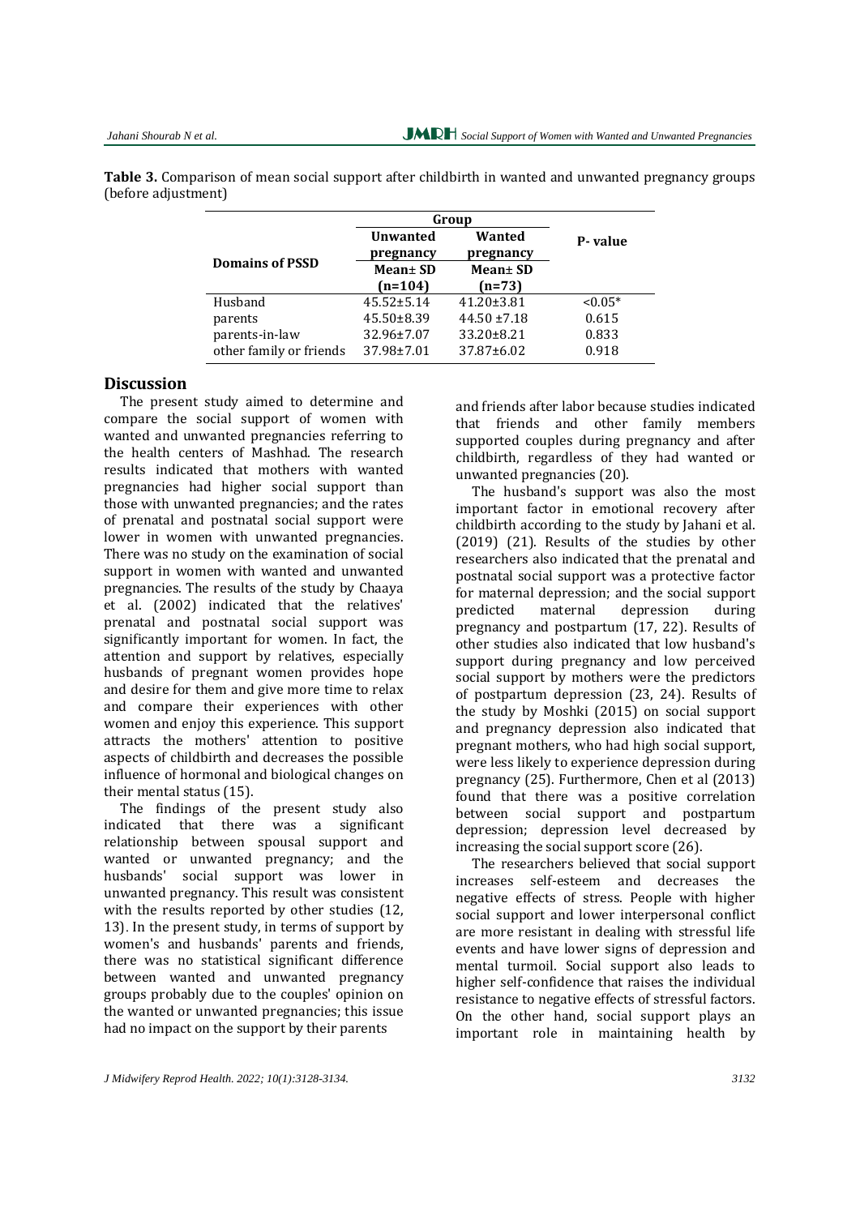**Table 3.** Comparison of mean social support after childbirth in wanted and unwanted pregnancy groups (before adjustment)

| Domains of PSSD | Group | | P- value |
|---|---|---|---|
| | Unwanted pregnancy | Wanted pregnancy | |
| | Mean± SD (n=104) | Mean± SD (n=73) | |
| Husband | 45.52±5.14 | 41.20±3.81 | <0.05* |
| parents | 45.50±8.39 | 44.50 ±7.18 | 0.615 |
| parents-in-law | 32.96±7.07 | 33.20±8.21 | 0.833 |
| other family or friends | 37.98±7.01 | 37.87±6.02 | 0.918 |

## Discussion

The present study aimed to determine and compare the social support of women with wanted and unwanted pregnancies referring to the health centers of Mashhad. The research results indicated that mothers with wanted pregnancies had higher social support than those with unwanted pregnancies; and the rates of prenatal and postnatal social support were lower in women with unwanted pregnancies. There was no study on the examination of social support in women with wanted and unwanted pregnancies. The results of the study by Chaaya et al. (2002) indicated that the relatives' prenatal and postnatal social support was significantly important for women. In fact, the attention and support by relatives, especially husbands of pregnant women provides hope and desire for them and give more time to relax and compare their experiences with other women and enjoy this experience. This support attracts the mothers' attention to positive aspects of childbirth and decreases the possible influence of hormonal and biological changes on their mental status (15).

The findings of the present study also indicated that there was a significant relationship between spousal support and wanted or unwanted pregnancy; and the husbands' social support was lower in unwanted pregnancy. This result was consistent with the results reported by other studies (12, 13). In the present study, in terms of support by women's and husbands' parents and friends, there was no statistical significant difference between wanted and unwanted pregnancy groups probably due to the couples' opinion on the wanted or unwanted pregnancies; this issue had no impact on the support by their parents and friends after labor because studies indicated that friends and other family members supported couples during pregnancy and after childbirth, regardless of they had wanted or unwanted pregnancies (20).

The husband's support was also the most important factor in emotional recovery after childbirth according to the study by Jahani et al. (2019) (21). Results of the studies by other researchers also indicated that the prenatal and postnatal social support was a protective factor for maternal depression; and the social support predicted maternal depression during pregnancy and postpartum (17, 22). Results of other studies also indicated that low husband's support during pregnancy and low perceived social support by mothers were the predictors of postpartum depression (23, 24). Results of the study by Moshki (2015) on social support and pregnancy depression also indicated that pregnant mothers, who had high social support, were less likely to experience depression during pregnancy (25). Furthermore, Chen et al (2013) found that there was a positive correlation between social support and postpartum depression; depression level decreased by increasing the social support score (26).

The researchers believed that social support increases self-esteem and decreases the negative effects of stress. People with higher social support and lower interpersonal conflict are more resistant in dealing with stressful life events and have lower signs of depression and mental turmoil. Social support also leads to higher self-confidence that raises the individual resistance to negative effects of stressful factors. On the other hand, social support plays an important role in maintaining health by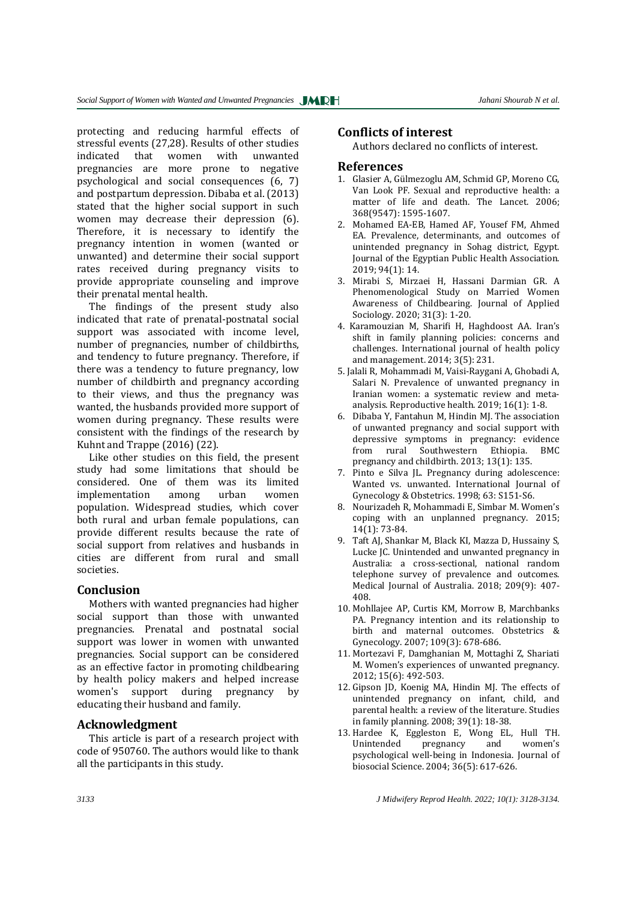protecting and reducing harmful effects of stressful events (27,28). Results of other studies indicated that women with unwanted pregnancies are more prone to negative psychological and social consequences (6, 7) and postpartum depression. Dibaba et al. (2013) stated that the higher social support in such women may decrease their depression (6). Therefore, it is necessary to identify the pregnancy intention in women (wanted or unwanted) and determine their social support rates received during pregnancy visits to provide appropriate counseling and improve their prenatal mental health.

The findings of the present study also indicated that rate of prenatal-postnatal social support was associated with income level, number of pregnancies, number of childbirths, and tendency to future pregnancy. Therefore, if there was a tendency to future pregnancy, low number of childbirth and pregnancy according to their views, and thus the pregnancy was wanted, the husbands provided more support of women during pregnancy. These results were consistent with the findings of the research by Kuhnt and Trappe (2016) (22).

Like other studies on this field, the present study had some limitations that should be considered. One of them was its limited implementation among urban women population. Widespread studies, which cover both rural and urban female populations, can provide different results because the rate of social support from relatives and husbands in cities are different from rural and small societies.

## Conclusion

Mothers with wanted pregnancies had higher social support than those with unwanted pregnancies. Prenatal and postnatal social support was lower in women with unwanted pregnancies. Social support can be considered as an effective factor in promoting childbearing by health policy makers and helped increase women's support during pregnancy by educating their husband and family.

## Acknowledgment

This article is part of a research project with code of 950760. The authors would like to thank all the participants in this study.

## Conflicts of interest

Authors declared no conflicts of interest.

## References

1. Glasier A, Gülmezoglu AM, Schmid GP, Moreno CG, Van Look PF. Sexual and reproductive health: a matter of life and death. The Lancet. 2006; 368(9547): 1595-1607.
2. Mohamed EA-EB, Hamed AF, Yousef FM, Ahmed EA. Prevalence, determinants, and outcomes of unintended pregnancy in Sohag district, Egypt. Journal of the Egyptian Public Health Association. 2019; 94(1): 14.
3. Mirabi S, Mirzaei H, Hassani Darmian GR. A Phenomenological Study on Married Women Awareness of Childbearing. Journal of Applied Sociology. 2020; 31(3): 1-20.
4. Karamouzian M, Sharifi H, Haghdoost AA. Iran's shift in family planning policies: concerns and challenges. International journal of health policy and management. 2014; 3(5): 231.
5. Jalali R, Mohammadi M, Vaisi-Raygani A, Ghobadi A, Salari N. Prevalence of unwanted pregnancy in Iranian women: a systematic review and meta-analysis. Reproductive health. 2019; 16(1): 1-8.
6. Dibaba Y, Fantahun M, Hindin MJ. The association of unwanted pregnancy and social support with depressive symptoms in pregnancy: evidence from rural Southwestern Ethiopia. BMC pregnancy and childbirth. 2013; 13(1): 135.
7. Pinto e Silva JL. Pregnancy during adolescence: Wanted vs. unwanted. International Journal of Gynecology & Obstetrics. 1998; 63: S151-S6.
8. Nourizadeh R, Mohammadi E, Simbar M. Women's coping with an unplanned pregnancy. 2015; 14(1): 73-84.
9. Taft AJ, Shankar M, Black KI, Mazza D, Hussainy S, Lucke JC. Unintended and unwanted pregnancy in Australia: a cross-sectional, national random telephone survey of prevalence and outcomes. Medical Journal of Australia. 2018; 209(9): 407-408.
10. Mohllajee AP, Curtis KM, Morrow B, Marchbanks PA. Pregnancy intention and its relationship to birth and maternal outcomes. Obstetrics & Gynecology. 2007; 109(3): 678-686.
11. Mortezavi F, Damghanian M, Mottaghi Z, Shariati M. Women's experiences of unwanted pregnancy. 2012; 15(6): 492-503.
12. Gipson JD, Koenig MA, Hindin MJ. The effects of unintended pregnancy on infant, child, and parental health: a review of the literature. Studies in family planning. 2008; 39(1): 18-38.
13. Hardee K, Eggleston E, Wong EL, Hull TH. Unintended pregnancy and women's psychological well-being in Indonesia. Journal of biosocial Science. 2004; 36(5): 617-626.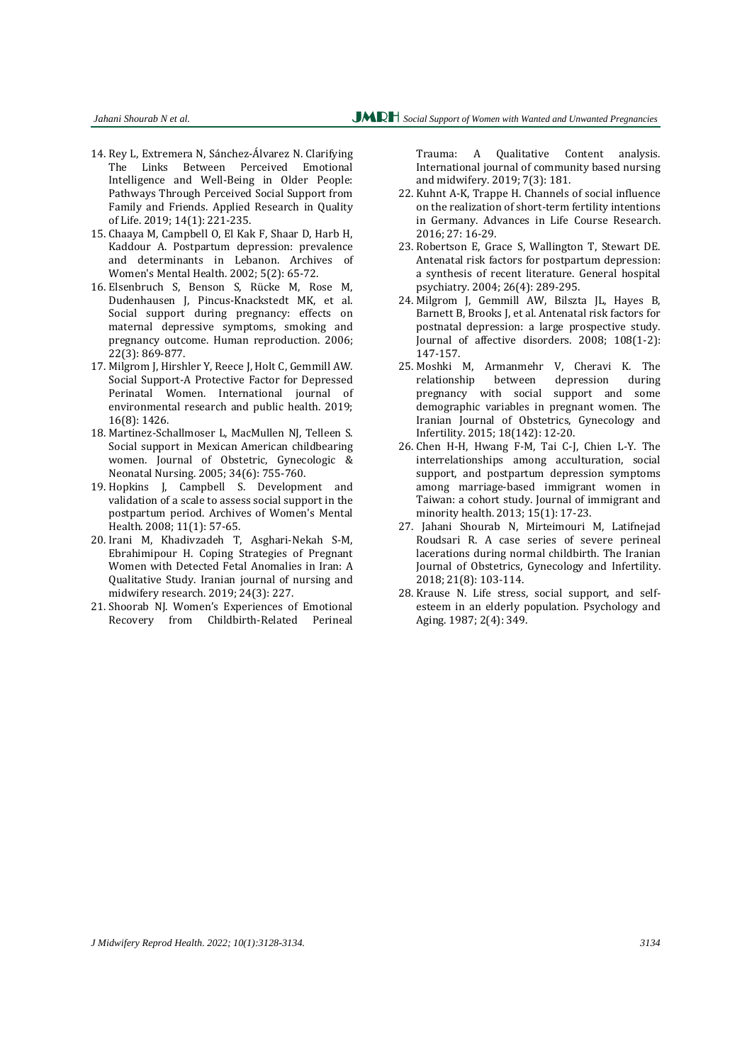14. Rey L, Extremera N, Sánchez-Álvarez N. Clarifying The Links Between Perceived Emotional Intelligence and Well-Being in Older People: Pathways Through Perceived Social Support from Family and Friends. Applied Research in Quality of Life. 2019; 14(1): 221-235.
15. Chaaya M, Campbell O, El Kak F, Shaar D, Harb H, Kaddour A. Postpartum depression: prevalence and determinants in Lebanon. Archives of Women's Mental Health. 2002; 5(2): 65-72.
16. Elsenbruch S, Benson S, Rücke M, Rose M, Dudenhausen J, Pincus-Knackstedt MK, et al. Social support during pregnancy: effects on maternal depressive symptoms, smoking and pregnancy outcome. Human reproduction. 2006; 22(3): 869-877.
17. Milgrom J, Hirshler Y, Reece J, Holt C, Gemmill AW. Social Support-A Protective Factor for Depressed Perinatal Women. International journal of environmental research and public health. 2019; 16(8): 1426.
18. Martinez-Schallmoser L, MacMullen NJ, Telleen S. Social support in Mexican American childbearing women. Journal of Obstetric, Gynecologic & Neonatal Nursing. 2005; 34(6): 755-760.
19. Hopkins J, Campbell S. Development and validation of a scale to assess social support in the postpartum period. Archives of Women's Mental Health. 2008; 11(1): 57-65.
20. Irani M, Khadivzadeh T, Asghari-Nekah S-M, Ebrahimipour H. Coping Strategies of Pregnant Women with Detected Fetal Anomalies in Iran: A Qualitative Study. Iranian journal of nursing and midwifery research. 2019; 24(3): 227.
21. Shoorab NJ. Women's Experiences of Emotional Recovery from Childbirth-Related Perineal Trauma: A Qualitative Content analysis. International journal of community based nursing and midwifery. 2019; 7(3): 181.
22. Kuhnt A-K, Trappe H. Channels of social influence on the realization of short-term fertility intentions in Germany. Advances in Life Course Research. 2016; 27: 16-29.
23. Robertson E, Grace S, Wallington T, Stewart DE. Antenatal risk factors for postpartum depression: a synthesis of recent literature. General hospital psychiatry. 2004; 26(4): 289-295.
24. Milgrom J, Gemmill AW, Bilszta JL, Hayes B, Barnett B, Brooks J, et al. Antenatal risk factors for postnatal depression: a large prospective study. Journal of affective disorders. 2008; 108(1-2): 147-157.
25. Moshki M, Armanmehr V, Cheravi K. The relationship between depression during pregnancy with social support and some demographic variables in pregnant women. The Iranian Journal of Obstetrics, Gynecology and Infertility. 2015; 18(142): 12-20.
26. Chen H-H, Hwang F-M, Tai C-J, Chien L-Y. The interrelationships among acculturation, social support, and postpartum depression symptoms among marriage-based immigrant women in Taiwan: a cohort study. Journal of immigrant and minority health. 2013; 15(1): 17-23.
27. Jahani Shourab N, Mirteimouri M, Latifnejad Roudsari R. A case series of severe perineal lacerations during normal childbirth. The Iranian Journal of Obstetrics, Gynecology and Infertility. 2018; 21(8): 103-114.
28. Krause N. Life stress, social support, and self-esteem in an elderly population. Psychology and Aging. 1987; 2(4): 349.